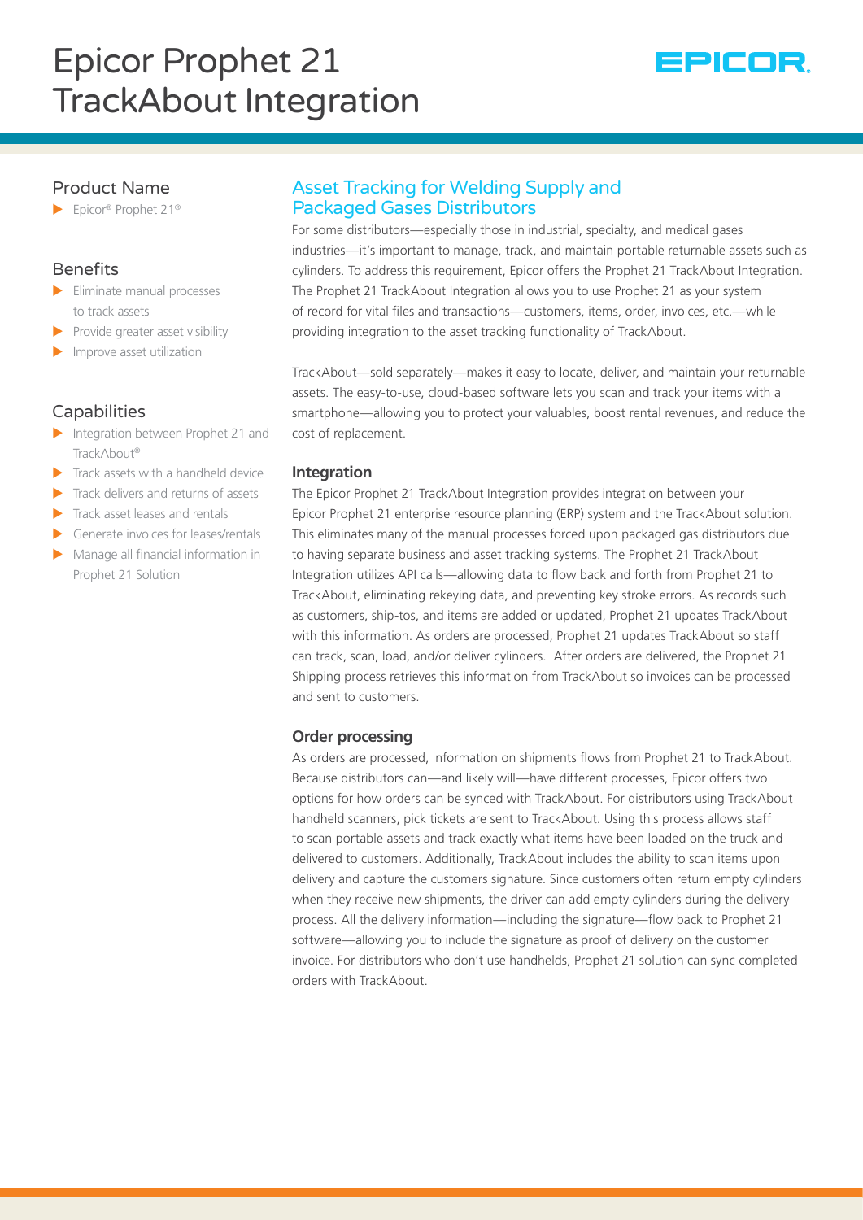# Epicor Prophet 21 TrackAbout Integration

EPICOR.

## Product Name

- Epicor® Prophet 21®

## Benefits

- Eliminate manual processes to track assets
- Provide greater asset visibility
- Improve asset utilization

## Capabilities

- Integration between Prophet 21 and TrackAbout®
- Track assets with a handheld device
- Track delivers and returns of assets
- Track asset leases and rentals
- Generate invoices for leases/rentals
- Manage all financial information in Prophet 21 Solution

## Asset Tracking for Welding Supply and Packaged Gases Distributors

For some distributors—especially those in industrial, specialty, and medical gases industries—it's important to manage, track, and maintain portable returnable assets such as cylinders. To address this requirement, Epicor offers the Prophet 21 TrackAbout Integration. The Prophet 21 TrackAbout Integration allows you to use Prophet 21 as your system of record for vital files and transactions—customers, items, order, invoices, etc.—while providing integration to the asset tracking functionality of TrackAbout.

TrackAbout—sold separately—makes it easy to locate, deliver, and maintain your returnable assets. The easy-to-use, cloud-based software lets you scan and track your items with a smartphone—allowing you to protect your valuables, boost rental revenues, and reduce the cost of replacement.

### Integration

The Epicor Prophet 21 TrackAbout Integration provides integration between your Epicor Prophet 21 enterprise resource planning (ERP) system and the TrackAbout solution. This eliminates many of the manual processes forced upon packaged gas distributors due to having separate business and asset tracking systems. The Prophet 21 TrackAbout Integration utilizes API calls—allowing data to flow back and forth from Prophet 21 to TrackAbout, eliminating rekeying data, and preventing key stroke errors. As records such as customers, ship-tos, and items are added or updated, Prophet 21 updates TrackAbout with this information. As orders are processed, Prophet 21 updates TrackAbout so staff can track, scan, load, and/or deliver cylinders. After orders are delivered, the Prophet 21 Shipping process retrieves this information from TrackAbout so invoices can be processed and sent to customers.

### Order processing

As orders are processed, information on shipments flows from Prophet 21 to TrackAbout. Because distributors can—and likely will—have different processes, Epicor offers two options for how orders can be synced with TrackAbout. For distributors using TrackAbout handheld scanners, pick tickets are sent to TrackAbout. Using this process allows staff to scan portable assets and track exactly what items have been loaded on the truck and delivered to customers. Additionally, TrackAbout includes the ability to scan items upon delivery and capture the customers signature. Since customers often return empty cylinders when they receive new shipments, the driver can add empty cylinders during the delivery process. All the delivery information—including the signature—flow back to Prophet 21 software—allowing you to include the signature as proof of delivery on the customer invoice. For distributors who don't use handhelds, Prophet 21 solution can sync completed orders with TrackAbout.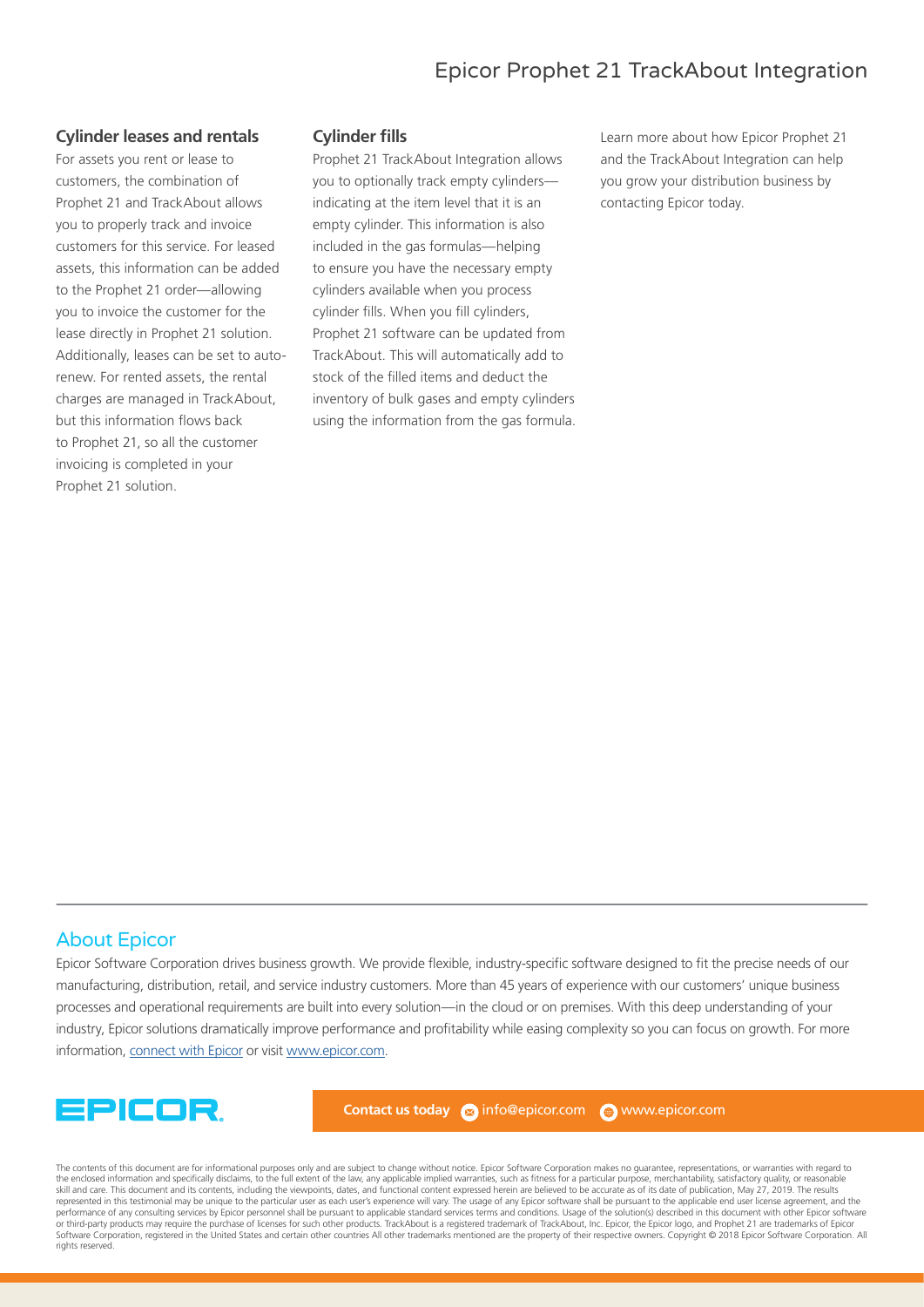## Cylinder leases and rentals

For assets you rent or lease to customers, the combination of Prophet 21 and TrackAbout allows you to properly track and invoice customers for this service. For leased assets, this information can be added to the Prophet 21 order—allowing you to invoice the customer for the lease directly in Prophet 21 solution. Additionally, leases can be set to auto-renew. For rented assets, the rental charges are managed in TrackAbout, but this information flows back to Prophet 21, so all the customer invoicing is completed in your Prophet 21 solution.

## Cylinder fills

Prophet 21 TrackAbout Integration allows you to optionally track empty cylinders—indicating at the item level that it is an empty cylinder. This information is also included in the gas formulas—helping to ensure you have the necessary empty cylinders available when you process cylinder fills. When you fill cylinders, Prophet 21 software can be updated from TrackAbout. This will automatically add to stock of the filled items and deduct the inventory of bulk gases and empty cylinders using the information from the gas formula.

Learn more about how Epicor Prophet 21 and the TrackAbout Integration can help you grow your distribution business by contacting Epicor today.

## About Epicor

Epicor Software Corporation drives business growth. We provide flexible, industry-specific software designed to fit the precise needs of our manufacturing, distribution, retail, and service industry customers. More than 45 years of experience with our customers' unique business processes and operational requirements are built into every solution—in the cloud or on premises. With this deep understanding of your industry, Epicor solutions dramatically improve performance and profitability while easing complexity so you can focus on growth. For more information, connect with Epicor or visit www.epicor.com.

EPICOR

**Contact us today** info@epicor.com www.epicor.com

The contents of this document are for informational purposes only and are subject to change without notice. Epicor Software Corporation makes no guarantee, representations, or warranties with regard to the enclosed information and specifically disclaims, to the full extent of the law, any applicable implied warranties, such as fitness for a particular purpose, merchantability, satisfactory quality, or reasonable skill and care. This document and its contents, including the viewpoints, dates, and functional content expressed herein are believed to be accurate as of its date of publication, May 27, 2019. The results represented in this testimonial may be unique to the particular user as each user's experience will vary. The usage of any Epicor software shall be pursuant to the applicable end user license agreement, and the performance of any consulting services by Epicor personnel shall be pursuant to applicable standard services terms and conditions. Usage of the solution(s) described in this document with other Epicor software or third-party products may require the purchase of licenses for such other products. TrackAbout is a registered trademark of TrackAbout, Inc. Epicor, the Epicor logo, and Prophet 21 are trademarks of Epicor Software Corporation, registered in the United States and certain other countries All other trademarks mentioned are the property of their respective owners. Copyright © 2018 Epicor Software Corporation. All rights reserved.